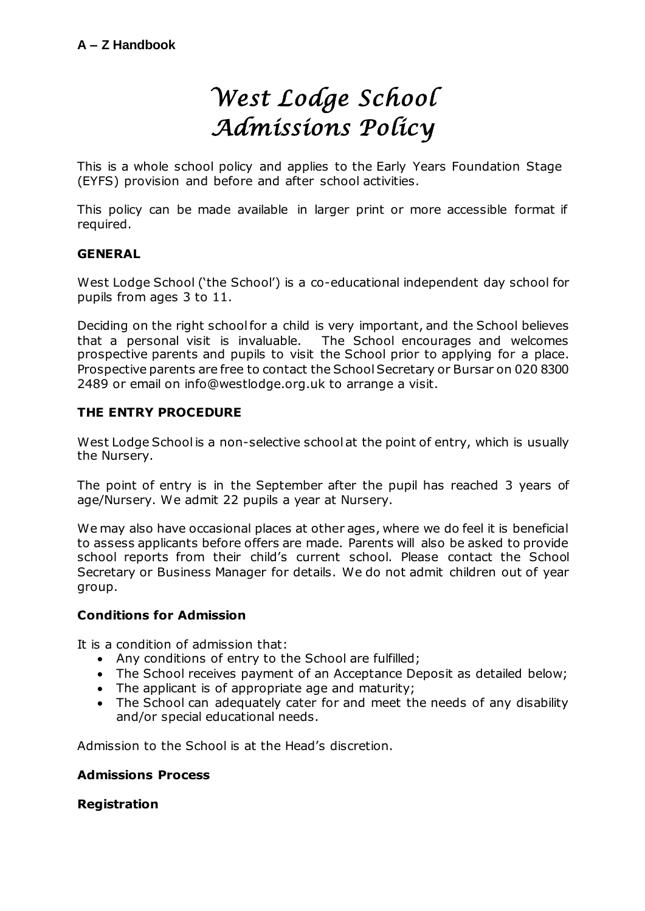# West Lodge School Admissions Policy

This is a whole school policy and applies to the Early Years Foundation Stage (EYFS) provision and before and after school activities.

This policy can be made available in larger print or more accessible format if required.

## GENERAL

West Lodge School ('the School') is a co-educational independent day school for pupils from ages 3 to 11.

Deciding on the right school for a child is very important, and the School believes that a personal visit is invaluable. The School encourages and welcomes prospective parents and pupils to visit the School prior to applying for a place. Prospective parents are free to contact the School Secretary or Bursar on 020 8300 2489 or email on info@westlodge.org.uk to arrange a visit.

## THE ENTRY PROCEDURE

West Lodge School is a non-selective school at the point of entry, which is usually the Nursery.

The point of entry is in the September after the pupil has reached 3 years of age/Nursery. We admit 22 pupils a year at Nursery.

We may also have occasional places at other ages, where we do feel it is beneficial to assess applicants before offers are made. Parents will also be asked to provide school reports from their child's current school. Please contact the School Secretary or Business Manager for details. We do not admit children out of year group.

### Conditions for Admission

It is a condition of admission that:

- Any conditions of entry to the School are fulfilled;
- The School receives payment of an Acceptance Deposit as detailed below;
- The applicant is of appropriate age and maturity;
- The School can adequately cater for and meet the needs of any disability and/or special educational needs.

Admission to the School is at the Head's discretion.

### Admissions Process

### Registration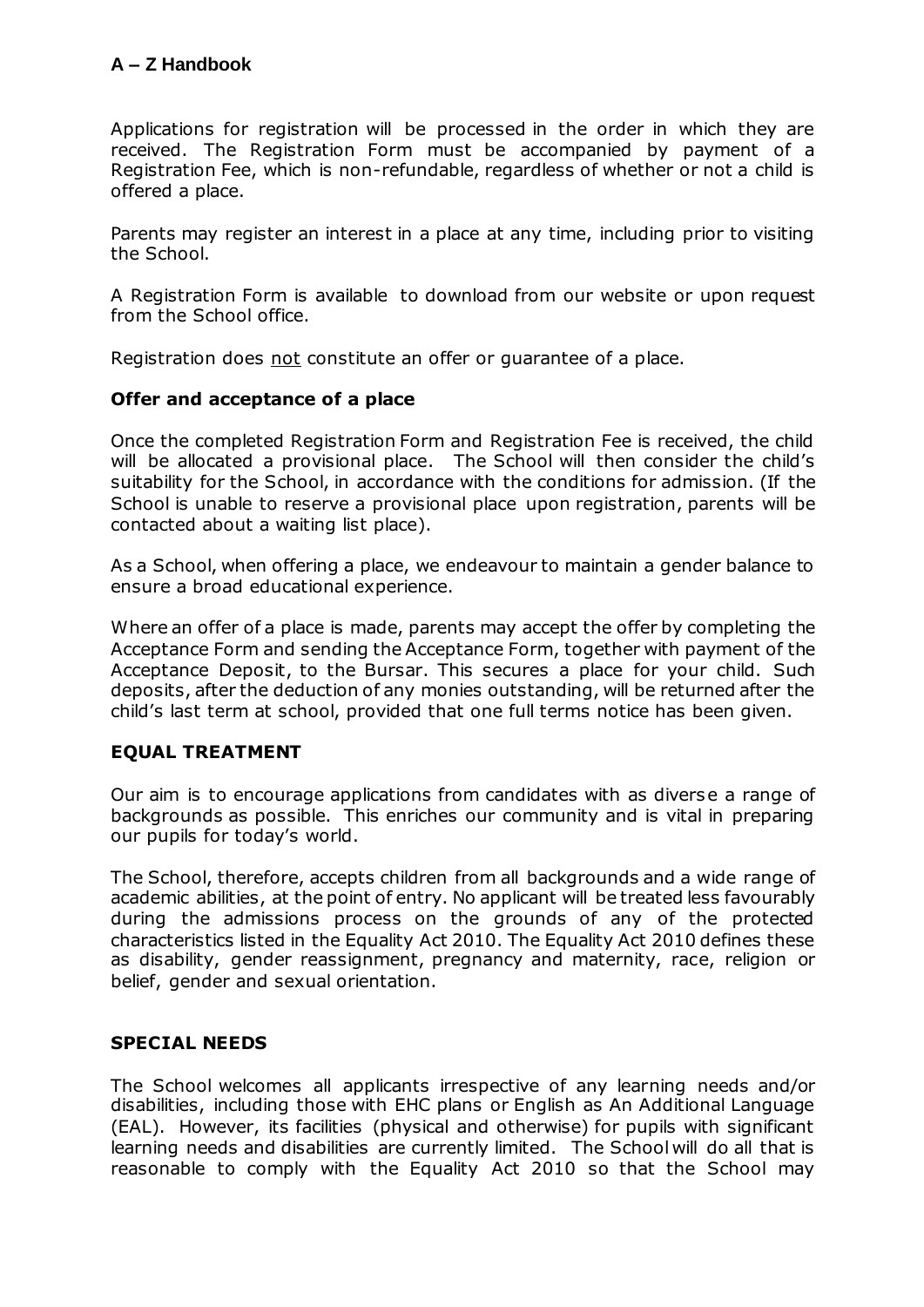Applications for registration will be processed in the order in which they are received. The Registration Form must be accompanied by payment of a Registration Fee, which is non-refundable, regardless of whether or not a child is offered a place.

Parents may register an interest in a place at any time, including prior to visiting the School.

A Registration Form is available to download from our website or upon request from the School office.

Registration does <u>not</u> constitute an offer or guarantee of a place.

### Offer and acceptance of a place

Once the completed Registration Form and Registration Fee is received, the child will be allocated a provisional place. The School will then consider the child's suitability for the School, in accordance with the conditions for admission. (If the School is unable to reserve a provisional place upon registration, parents will be contacted about a waiting list place).

As a School, when offering a place, we endeavour to maintain a gender balance to ensure a broad educational experience.

Where an offer of a place is made, parents may accept the offer by completing the Acceptance Form and sending the Acceptance Form, together with payment of the Acceptance Deposit, to the Bursar. This secures a place for your child. Such deposits, after the deduction of any monies outstanding, will be returned after the child's last term at school, provided that one full terms notice has been given.

## EQUAL TREATMENT

Our aim is to encourage applications from candidates with as diverse a range of backgrounds as possible. This enriches our community and is vital in preparing our pupils for today's world.

The School, therefore, accepts children from all backgrounds and a wide range of academic abilities, at the point of entry. No applicant will be treated less favourably during the admissions process on the grounds of any of the protected characteristics listed in the Equality Act 2010. The Equality Act 2010 defines these as disability, gender reassignment, pregnancy and maternity, race, religion or belief, gender and sexual orientation.

## SPECIAL NEEDS

The School welcomes all applicants irrespective of any learning needs and/or disabilities, including those with EHC plans or English as An Additional Language (EAL). However, its facilities (physical and otherwise) for pupils with significant learning needs and disabilities are currently limited. The School will do all that is reasonable to comply with the Equality Act 2010 so that the School may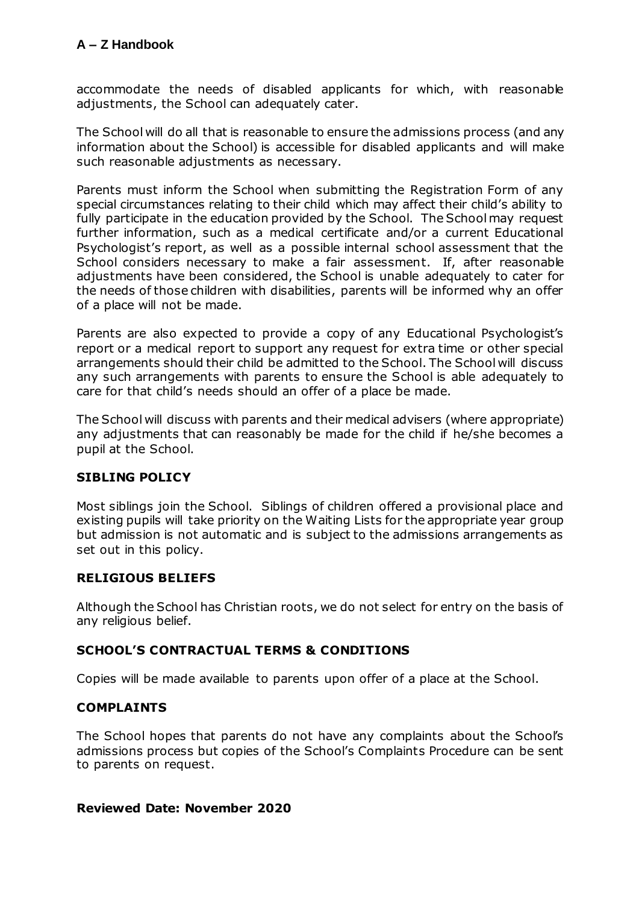accommodate the needs of disabled applicants for which, with reasonable adjustments, the School can adequately cater.

The School will do all that is reasonable to ensure the admissions process (and any information about the School) is accessible for disabled applicants and will make such reasonable adjustments as necessary.

Parents must inform the School when submitting the Registration Form of any special circumstances relating to their child which may affect their child's ability to fully participate in the education provided by the School. The School may request further information, such as a medical certificate and/or a current Educational Psychologist's report, as well as a possible internal school assessment that the School considers necessary to make a fair assessment. If, after reasonable adjustments have been considered, the School is unable adequately to cater for the needs of those children with disabilities, parents will be informed why an offer of a place will not be made.

Parents are also expected to provide a copy of any Educational Psychologist's report or a medical report to support any request for extra time or other special arrangements should their child be admitted to the School. The School will discuss any such arrangements with parents to ensure the School is able adequately to care for that child's needs should an offer of a place be made.

The School will discuss with parents and their medical advisers (where appropriate) any adjustments that can reasonably be made for the child if he/she becomes a pupil at the School.

## SIBLING POLICY

Most siblings join the School. Siblings of children offered a provisional place and existing pupils will take priority on the Waiting Lists for the appropriate year group but admission is not automatic and is subject to the admissions arrangements as set out in this policy.

## RELIGIOUS BELIEFS

Although the School has Christian roots, we do not select for entry on the basis of any religious belief.

## SCHOOL'S CONTRACTUAL TERMS & CONDITIONS

Copies will be made available to parents upon offer of a place at the School.

## COMPLAINTS

The School hopes that parents do not have any complaints about the School's admissions process but copies of the School's Complaints Procedure can be sent to parents on request.

**Reviewed Date: November 2020**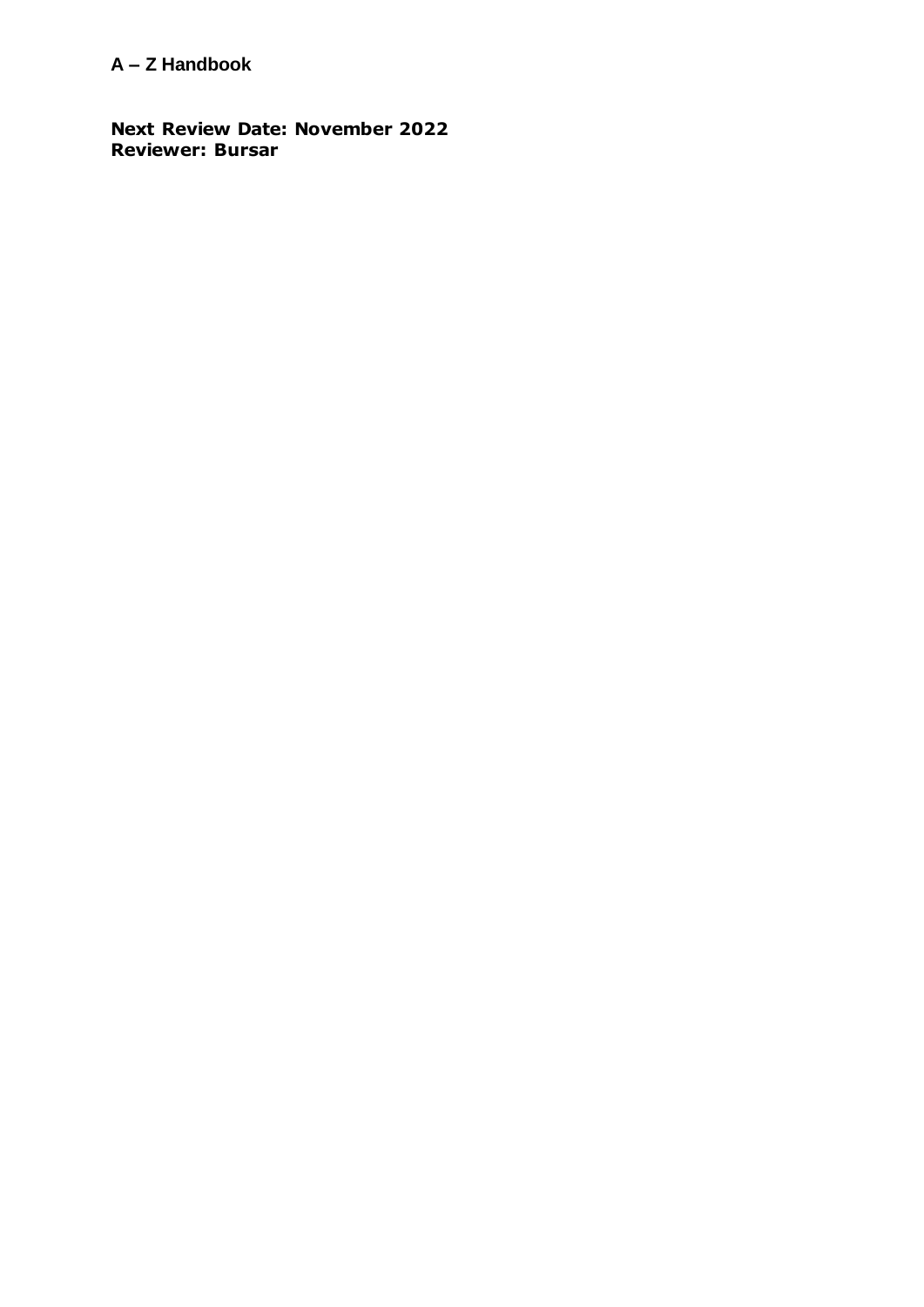**A – Z Handbook**

**Next Review Date: November 2022**
**Reviewer: Bursar**